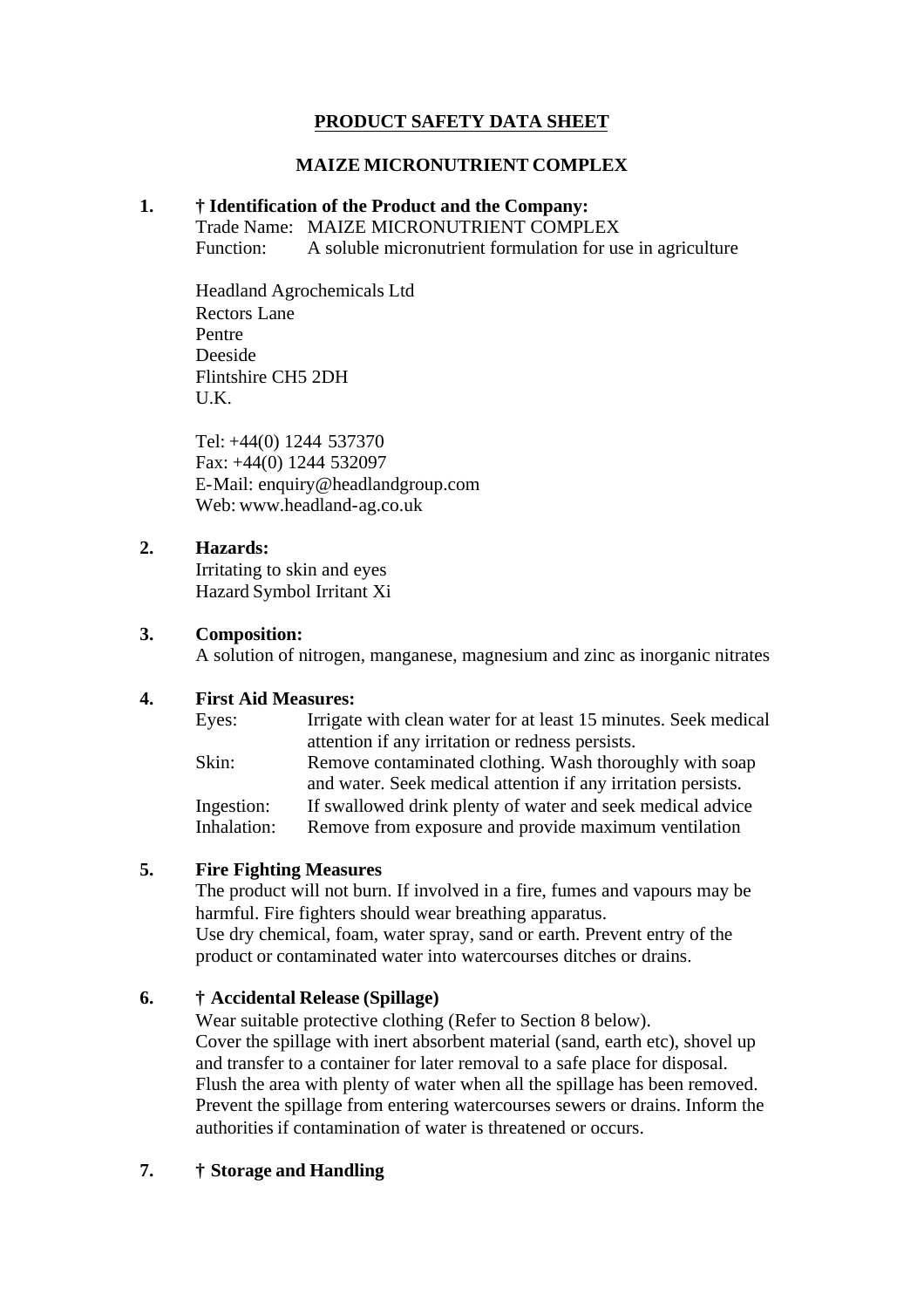# PRODUCT SAFETY DATA SHEET

## MAIZE MICRONUTRIENT COMPLEX

### 1. † Identification of the Product and the Company:

Trade Name: MAIZE MICRONUTRIENT COMPLEX
Function: A soluble micronutrient formulation for use in agriculture

Headland Agrochemicals Ltd
Rectors Lane
Pentre
Deeside
Flintshire CH5 2DH
U.K.

Tel: +44(0) 1244 537370
Fax: +44(0) 1244 532097
E-Mail: enquiry@headlandgroup.com
Web: www.headland-ag.co.uk

### 2. Hazards:

Irritating to skin and eyes
Hazard Symbol Irritant Xi

### 3. Composition:

A solution of nitrogen, manganese, magnesium and zinc as inorganic nitrates

### 4. First Aid Measures:

Eyes: Irrigate with clean water for at least 15 minutes. Seek medical attention if any irritation or redness persists.
Skin: Remove contaminated clothing. Wash thoroughly with soap and water. Seek medical attention if any irritation persists.
Ingestion: If swallowed drink plenty of water and seek medical advice
Inhalation: Remove from exposure and provide maximum ventilation

### 5. Fire Fighting Measures

The product will not burn. If involved in a fire, fumes and vapours may be harmful. Fire fighters should wear breathing apparatus.
Use dry chemical, foam, water spray, sand or earth. Prevent entry of the product or contaminated water into watercourses ditches or drains.

### 6. † Accidental Release (Spillage)

Wear suitable protective clothing (Refer to Section 8 below).
Cover the spillage with inert absorbent material (sand, earth etc), shovel up and transfer to a container for later removal to a safe place for disposal. Flush the area with plenty of water when all the spillage has been removed. Prevent the spillage from entering watercourses sewers or drains. Inform the authorities if contamination of water is threatened or occurs.

### 7. † Storage and Handling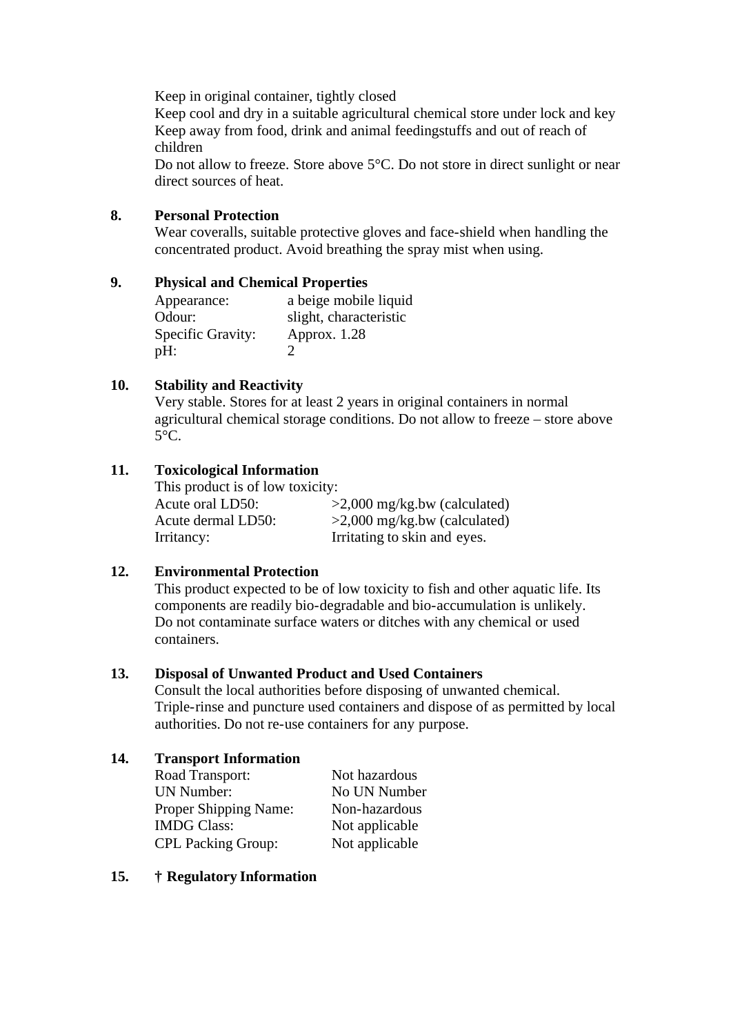Keep in original container, tightly closed
Keep cool and dry in a suitable agricultural chemical store under lock and key
Keep away from food, drink and animal feedingstuffs and out of reach of children
Do not allow to freeze. Store above 5°C. Do not store in direct sunlight or near direct sources of heat.

## 8. Personal Protection

Wear coveralls, suitable protective gloves and face-shield when handling the concentrated product. Avoid breathing the spray mist when using.

## 9. Physical and Chemical Properties

| | |
|---|---|
| Appearance: | a beige mobile liquid |
| Odour: | slight, characteristic |
| Specific Gravity: | Approx. 1.28 |
| pH: | 2 |

## 10. Stability and Reactivity

Very stable. Stores for at least 2 years in original containers in normal agricultural chemical storage conditions. Do not allow to freeze – store above 5°C.

## 11. Toxicological Information

This product is of low toxicity:

| | |
|---|---|
| Acute oral LD50: | >2,000 mg/kg.bw (calculated) |
| Acute dermal LD50: | >2,000 mg/kg.bw (calculated) |
| Irritancy: | Irritating to skin and eyes. |

## 12. Environmental Protection

This product expected to be of low toxicity to fish and other aquatic life. Its components are readily bio-degradable and bio-accumulation is unlikely.
Do not contaminate surface waters or ditches with any chemical or used containers.

## 13. Disposal of Unwanted Product and Used Containers

Consult the local authorities before disposing of unwanted chemical.
Triple-rinse and puncture used containers and dispose of as permitted by local authorities. Do not re-use containers for any purpose.

## 14. Transport Information

| | |
|---|---|
| Road Transport: | Not hazardous |
| UN Number: | No UN Number |
| Proper Shipping Name: | Non-hazardous |
| IMDG Class: | Not applicable |
| CPL Packing Group: | Not applicable |

## 15. † Regulatory Information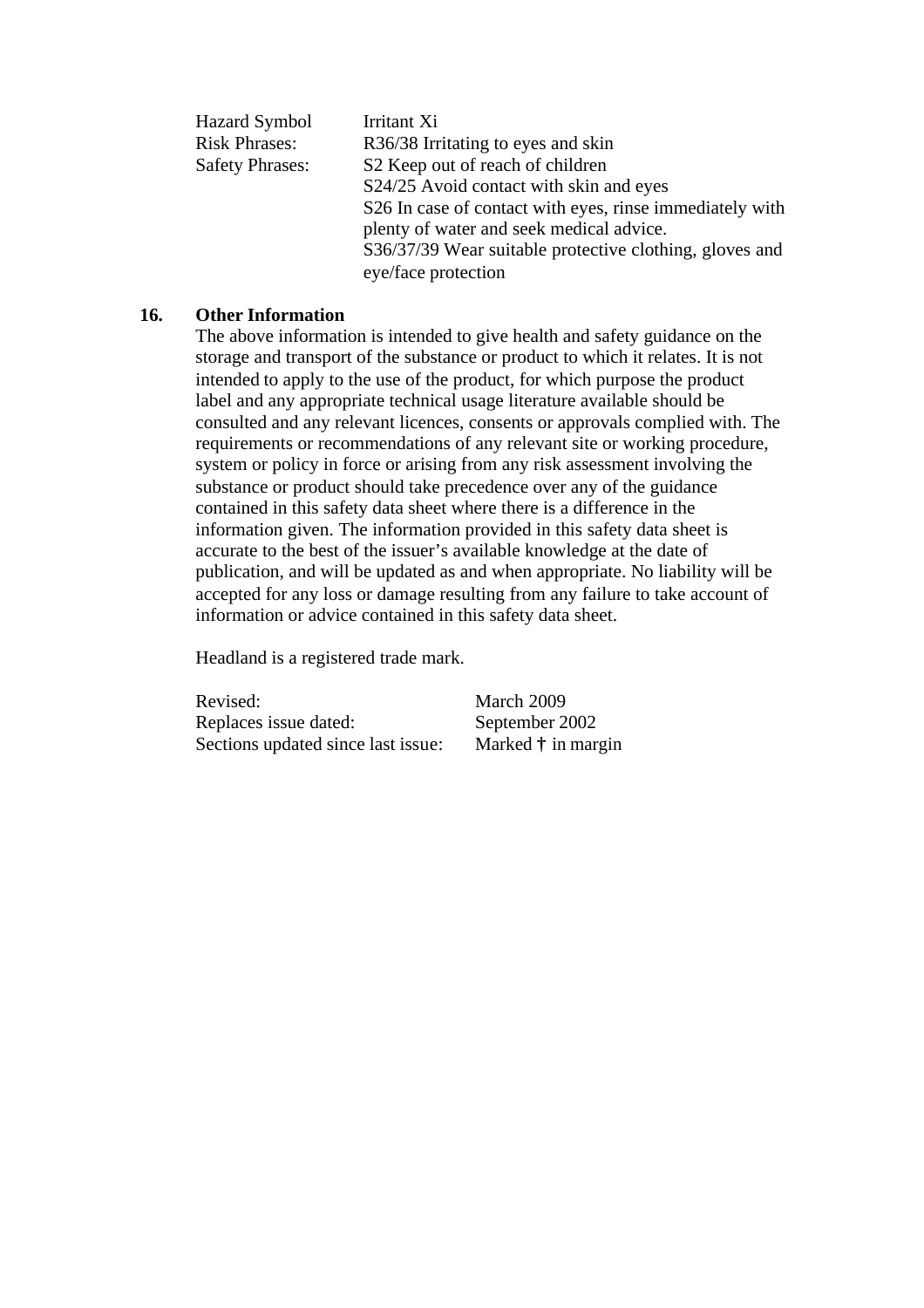| | |
|---|---|
| Hazard Symbol | Irritant Xi |
| Risk Phrases: | R36/38 Irritating to eyes and skin |
| Safety Phrases: | S2 Keep out of reach of children |
| | S24/25 Avoid contact with skin and eyes |
| | S26 In case of contact with eyes, rinse immediately with plenty of water and seek medical advice. |
| | S36/37/39 Wear suitable protective clothing, gloves and eye/face protection |

## 16. Other Information

The above information is intended to give health and safety guidance on the storage and transport of the substance or product to which it relates. It is not intended to apply to the use of the product, for which purpose the product label and any appropriate technical usage literature available should be consulted and any relevant licences, consents or approvals complied with. The requirements or recommendations of any relevant site or working procedure, system or policy in force or arising from any risk assessment involving the substance or product should take precedence over any of the guidance contained in this safety data sheet where there is a difference in the information given. The information provided in this safety data sheet is accurate to the best of the issuer's available knowledge at the date of publication, and will be updated as and when appropriate. No liability will be accepted for any loss or damage resulting from any failure to take account of information or advice contained in this safety data sheet.

Headland is a registered trade mark.

| | |
|---|---|
| Revised: | March 2009 |
| Replaces issue dated: | September 2002 |
| Sections updated since last issue: | Marked **†** in margin |